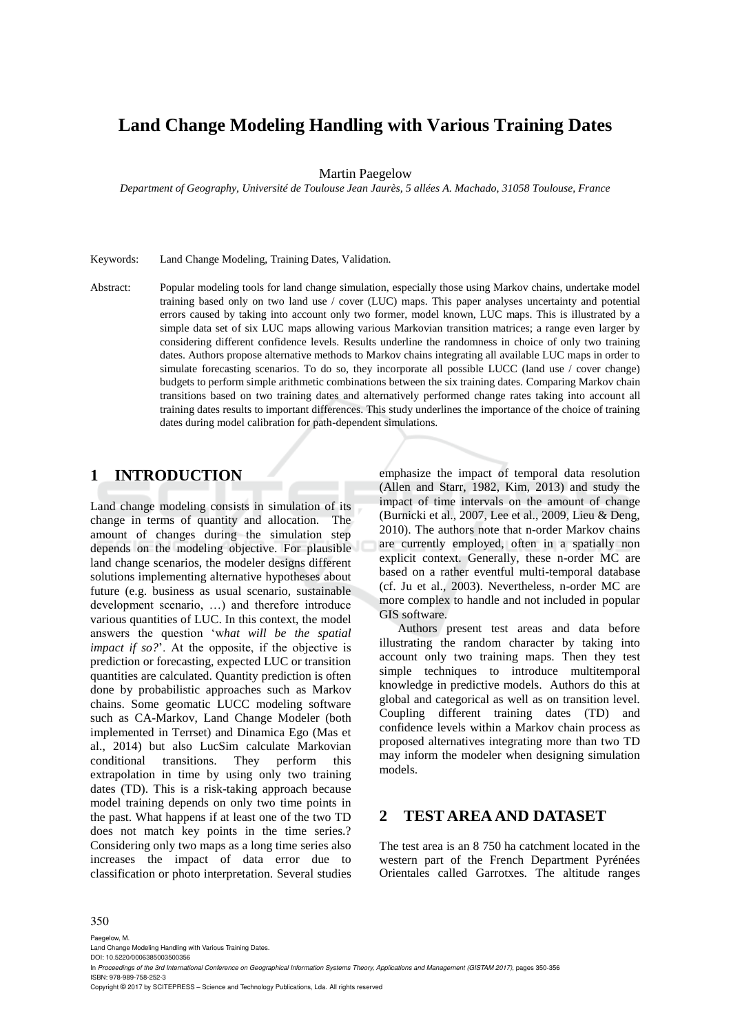# Land Change Modeling Handling with Various Training Dates

Martin Paegelow

*Department of Geography, Université de Toulouse Jean Jaurès, 5 allées A. Machado, 31058 Toulouse, France*

Keywords: Land Change Modeling, Training Dates, Validation.

Abstract: Popular modeling tools for land change simulation, especially those using Markov chains, undertake model training based only on two land use / cover (LUC) maps. This paper analyses uncertainty and potential errors caused by taking into account only two former, model known, LUC maps. This is illustrated by a simple data set of six LUC maps allowing various Markovian transition matrices; a range even larger by considering different confidence levels. Results underline the randomness in choice of only two training dates. Authors propose alternative methods to Markov chains integrating all available LUC maps in order to simulate forecasting scenarios. To do so, they incorporate all possible LUCC (land use / cover change) budgets to perform simple arithmetic combinations between the six training dates. Comparing Markov chain transitions based on two training dates and alternatively performed change rates taking into account all training dates results to important differences. This study underlines the importance of the choice of training dates during model calibration for path-dependent simulations.

## 1 INTRODUCTION

Land change modeling consists in simulation of its change in terms of quantity and allocation. The amount of changes during the simulation step depends on the modeling objective. For plausible land change scenarios, the modeler designs different solutions implementing alternative hypotheses about future (e.g. business as usual scenario, sustainable development scenario, …) and therefore introduce various quantities of LUC. In this context, the model answers the question '*what will be the spatial impact if so?*'. At the opposite, if the objective is prediction or forecasting, expected LUC or transition quantities are calculated. Quantity prediction is often done by probabilistic approaches such as Markov chains. Some geomatic LUCC modeling software such as CA-Markov, Land Change Modeler (both implemented in Terrset) and Dinamica Ego (Mas et al., 2014) but also LucSim calculate Markovian conditional transitions. They perform this extrapolation in time by using only two training dates (TD). This is a risk-taking approach because model training depends on only two time points in the past. What happens if at least one of the two TD does not match key points in the time series.? Considering only two maps as a long time series also increases the impact of data error due to classification or photo interpretation. Several studies emphasize the impact of temporal data resolution (Allen and Starr, 1982, Kim, 2013) and study the impact of time intervals on the amount of change (Burnicki et al., 2007, Lee et al., 2009, Lieu & Deng, 2010). The authors note that n-order Markov chains are currently employed, often in a spatially non explicit context. Generally, these n-order MC are based on a rather eventful multi-temporal database (cf. Ju et al., 2003). Nevertheless, n-order MC are more complex to handle and not included in popular GIS software.

Authors present test areas and data before illustrating the random character by taking into account only two training maps. Then they test simple techniques to introduce multitemporal knowledge in predictive models. Authors do this at global and categorical as well as on transition level. Coupling different training dates (TD) and confidence levels within a Markov chain process as proposed alternatives integrating more than two TD may inform the modeler when designing simulation models.

## 2 TEST AREA AND DATASET

The test area is an 8 750 ha catchment located in the western part of the French Department Pyrénées Orientales called Garrotxes. The altitude ranges

Paegelow, M.
Land Change Modeling Handling with Various Training Dates.
DOI: 10.5220/0006385003500356
In *Proceedings of the 3rd International Conference on Geographical Information Systems Theory, Applications and Management (GISTAM 2017)*, pages 350-356
ISBN: 978-989-758-252-3
Copyright © 2017 by SCITEPRESS – Science and Technology Publications, Lda. All rights reserved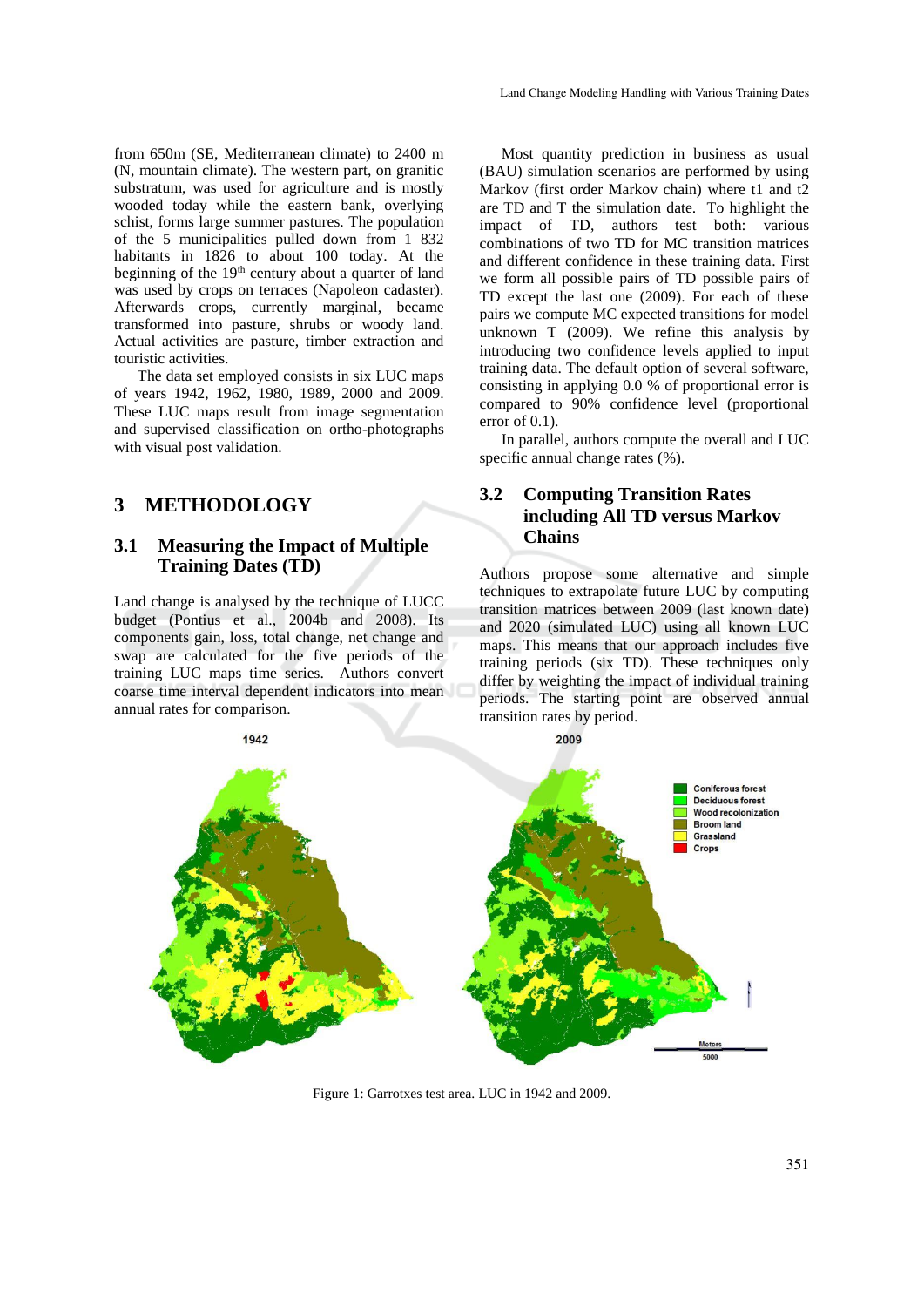from 650m (SE, Mediterranean climate) to 2400 m (N, mountain climate). The western part, on granitic substratum, was used for agriculture and is mostly wooded today while the eastern bank, overlying schist, forms large summer pastures. The population of the 5 municipalities pulled down from 1 832 habitants in 1826 to about 100 today. At the beginning of the 19th century about a quarter of land was used by crops on terraces (Napoleon cadaster). Afterwards crops, currently marginal, became transformed into pasture, shrubs or woody land. Actual activities are pasture, timber extraction and touristic activities.

The data set employed consists in six LUC maps of years 1942, 1962, 1980, 1989, 2000 and 2009. These LUC maps result from image segmentation and supervised classification on ortho-photographs with visual post validation.

## 3 METHODOLOGY

### 3.1 Measuring the Impact of Multiple Training Dates (TD)

Land change is analysed by the technique of LUCC budget (Pontius et al., 2004b and 2008). Its components gain, loss, total change, net change and swap are calculated for the five periods of the training LUC maps time series. Authors convert coarse time interval dependent indicators into mean annual rates for comparison.

Most quantity prediction in business as usual (BAU) simulation scenarios are performed by using Markov (first order Markov chain) where t1 and t2 are TD and T the simulation date. To highlight the impact of TD, authors test both: various combinations of two TD for MC transition matrices and different confidence in these training data. First we form all possible pairs of TD possible pairs of TD except the last one (2009). For each of these pairs we compute MC expected transitions for model unknown T (2009). We refine this analysis by introducing two confidence levels applied to input training data. The default option of several software, consisting in applying 0.0 % of proportional error is compared to 90% confidence level (proportional error of 0.1).

In parallel, authors compute the overall and LUC specific annual change rates (%).

### 3.2 Computing Transition Rates including All TD versus Markov Chains

Authors propose some alternative and simple techniques to extrapolate future LUC by computing transition matrices between 2009 (last known date) and 2020 (simulated LUC) using all known LUC maps. This means that our approach includes five training periods (six TD). These techniques only differ by weighting the impact of individual training periods. The starting point are observed annual transition rates by period.

Figure 1: Garrotxes test area. LUC in 1942 and 2009.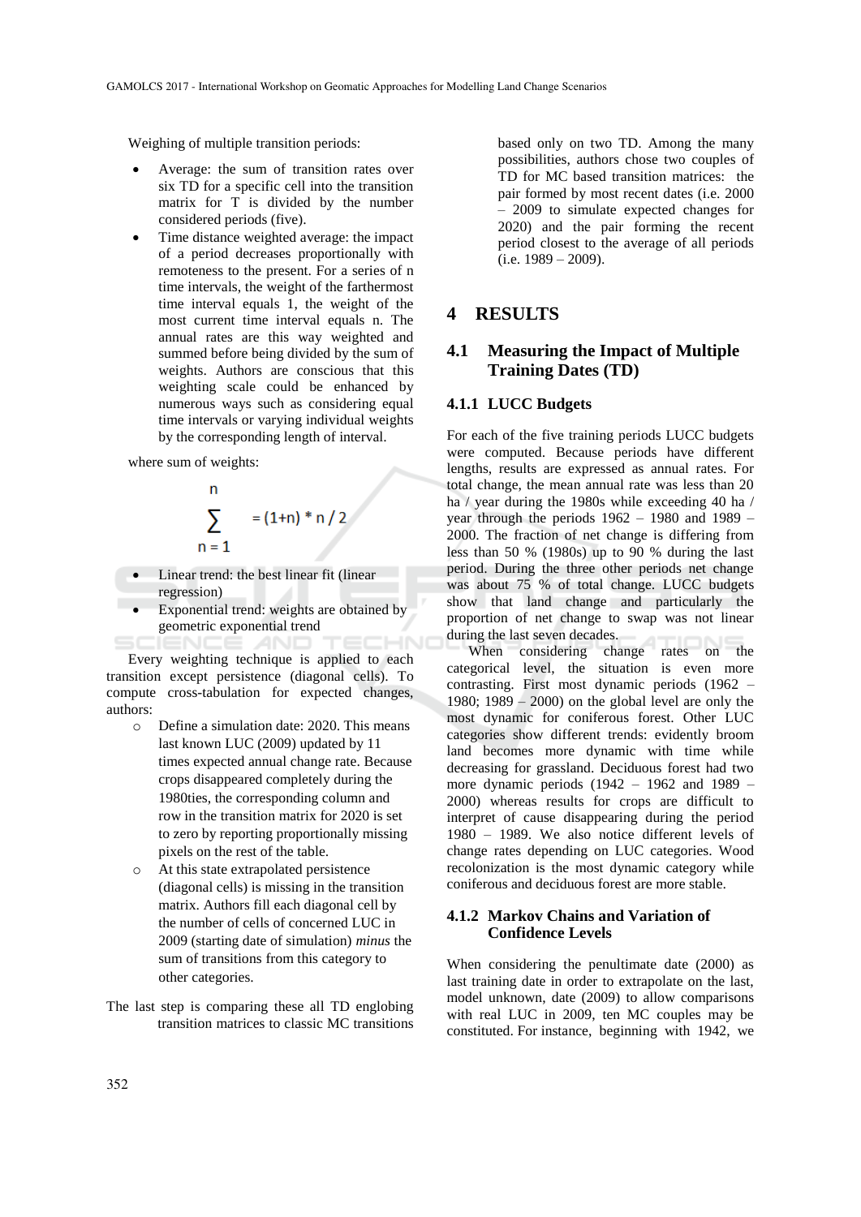Weighing of multiple transition periods:

- Average: the sum of transition rates over six TD for a specific cell into the transition matrix for T is divided by the number considered periods (five).
- Time distance weighted average: the impact of a period decreases proportionally with remoteness to the present. For a series of n time intervals, the weight of the farthermost time interval equals 1, the weight of the most current time interval equals n. The annual rates are this way weighted and summed before being divided by the sum of weights. Authors are conscious that this weighting scale could be enhanced by numerous ways such as considering equal time intervals or varying individual weights by the corresponding length of interval.

where sum of weights:

$$\sum_{n=1}^{n} = (1+n) * n / 2$$

- Linear trend: the best linear fit (linear regression)
- Exponential trend: weights are obtained by geometric exponential trend

Every weighting technique is applied to each transition except persistence (diagonal cells). To compute cross-tabulation for expected changes, authors:

- Define a simulation date: 2020. This means last known LUC (2009) updated by 11 times expected annual change rate. Because crops disappeared completely during the 1980ties, the corresponding column and row in the transition matrix for 2020 is set to zero by reporting proportionally missing pixels on the rest of the table.
- At this state extrapolated persistence (diagonal cells) is missing in the transition matrix. Authors fill each diagonal cell by the number of cells of concerned LUC in 2009 (starting date of simulation) *minus* the sum of transitions from this category to other categories.

The last step is comparing these all TD englobing transition matrices to classic MC transitions based only on two TD. Among the many possibilities, authors chose two couples of TD for MC based transition matrices: the pair formed by most recent dates (i.e. 2000 – 2009 to simulate expected changes for 2020) and the pair forming the recent period closest to the average of all periods (i.e. 1989 – 2009).

# 4 RESULTS

## 4.1 Measuring the Impact of Multiple Training Dates (TD)

### 4.1.1 LUCC Budgets

For each of the five training periods LUCC budgets were computed. Because periods have different lengths, results are expressed as annual rates. For total change, the mean annual rate was less than 20 ha / year during the 1980s while exceeding 40 ha / year through the periods 1962 – 1980 and 1989 – 2000. The fraction of net change is differing from less than 50 % (1980s) up to 90 % during the last period. During the three other periods net change was about 75 % of total change. LUCC budgets show that land change and particularly the proportion of net change to swap was not linear during the last seven decades.

When considering change rates on the categorical level, the situation is even more contrasting. First most dynamic periods (1962 – 1980; 1989 – 2000) on the global level are only the most dynamic for coniferous forest. Other LUC categories show different trends: evidently broom land becomes more dynamic with time while decreasing for grassland. Deciduous forest had two more dynamic periods (1942 – 1962 and 1989 – 2000) whereas results for crops are difficult to interpret of cause disappearing during the period 1980 – 1989. We also notice different levels of change rates depending on LUC categories. Wood recolonization is the most dynamic category while coniferous and deciduous forest are more stable.

### 4.1.2 Markov Chains and Variation of Confidence Levels

When considering the penultimate date (2000) as last training date in order to extrapolate on the last, model unknown, date (2009) to allow comparisons with real LUC in 2009, ten MC couples may be constituted. For instance, beginning with 1942, we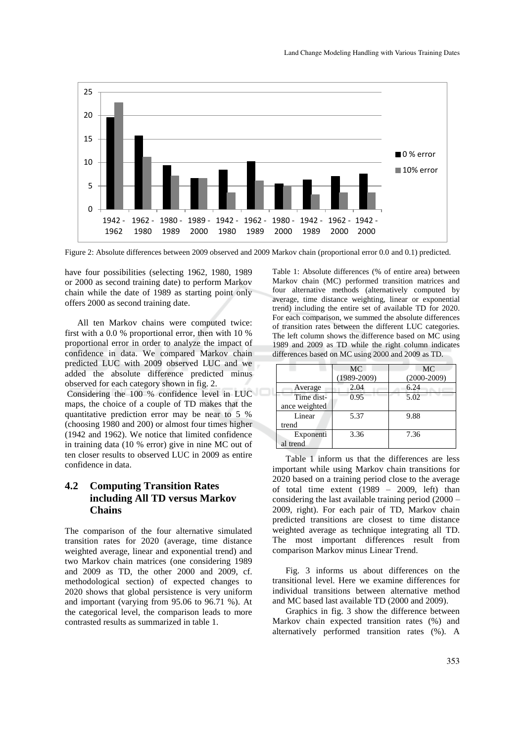Figure 2: Absolute differences between 2009 observed and 2009 Markov chain (proportional error 0.0 and 0.1) predicted.

have four possibilities (selecting 1962, 1980, 1989 or 2000 as second training date) to perform Markov chain while the date of 1989 as starting point only offers 2000 as second training date.

All ten Markov chains were computed twice: first with a 0.0 % proportional error, then with 10 % proportional error in order to analyze the impact of confidence in data. We compared Markov chain predicted LUC with 2009 observed LUC and we added the absolute difference predicted minus observed for each category shown in fig. 2.

Considering the 100 % confidence level in LUC maps, the choice of a couple of TD makes that the quantitative prediction error may be near to 5 % (choosing 1980 and 200) or almost four times higher (1942 and 1962). We notice that limited confidence in training data (10 % error) give in nine MC out of ten closer results to observed LUC in 2009 as entire confidence in data.

## 4.2 Computing Transition Rates including All TD versus Markov Chains

The comparison of the four alternative simulated transition rates for 2020 (average, time distance weighted average, linear and exponential trend) and two Markov chain matrices (one considering 1989 and 2009 as TD, the other 2000 and 2009, cf. methodological section) of expected changes to 2020 shows that global persistence is very uniform and important (varying from 95.06 to 96.71 %). At the categorical level, the comparison leads to more contrasted results as summarized in table 1.

Table 1: Absolute differences (% of entire area) between Markov chain (MC) performed transition matrices and four alternative methods (alternatively computed by average, time distance weighting, linear or exponential trend) including the entire set of available TD for 2020. For each comparison, we summed the absolute differences of transition rates between the different LUC categories. The left column shows the difference based on MC using 1989 and 2009 as TD while the right column indicates differences based on MC using 2000 and 2009 as TD.

| | MC (1989-2009) | MC (2000-2009) |
|---|---|---|
| Average | 2.04 | 6.24 |
| Time distance weighted | 0.95 | 5.02 |
| Linear trend | 5.37 | 9.88 |
| Exponential trend | 3.36 | 7.36 |

Table 1 inform us that the differences are less important while using Markov chain transitions for 2020 based on a training period close to the average of total time extent (1989 – 2009, left) than considering the last available training period (2000 – 2009, right). For each pair of TD, Markov chain predicted transitions are closest to time distance weighted average as technique integrating all TD. The most important differences result from comparison Markov minus Linear Trend.

Fig. 3 informs us about differences on the transitional level. Here we examine differences for individual transitions between alternative method and MC based last available TD (2000 and 2009).

Graphics in fig. 3 show the difference between Markov chain expected transition rates (%) and alternatively performed transition rates (%). A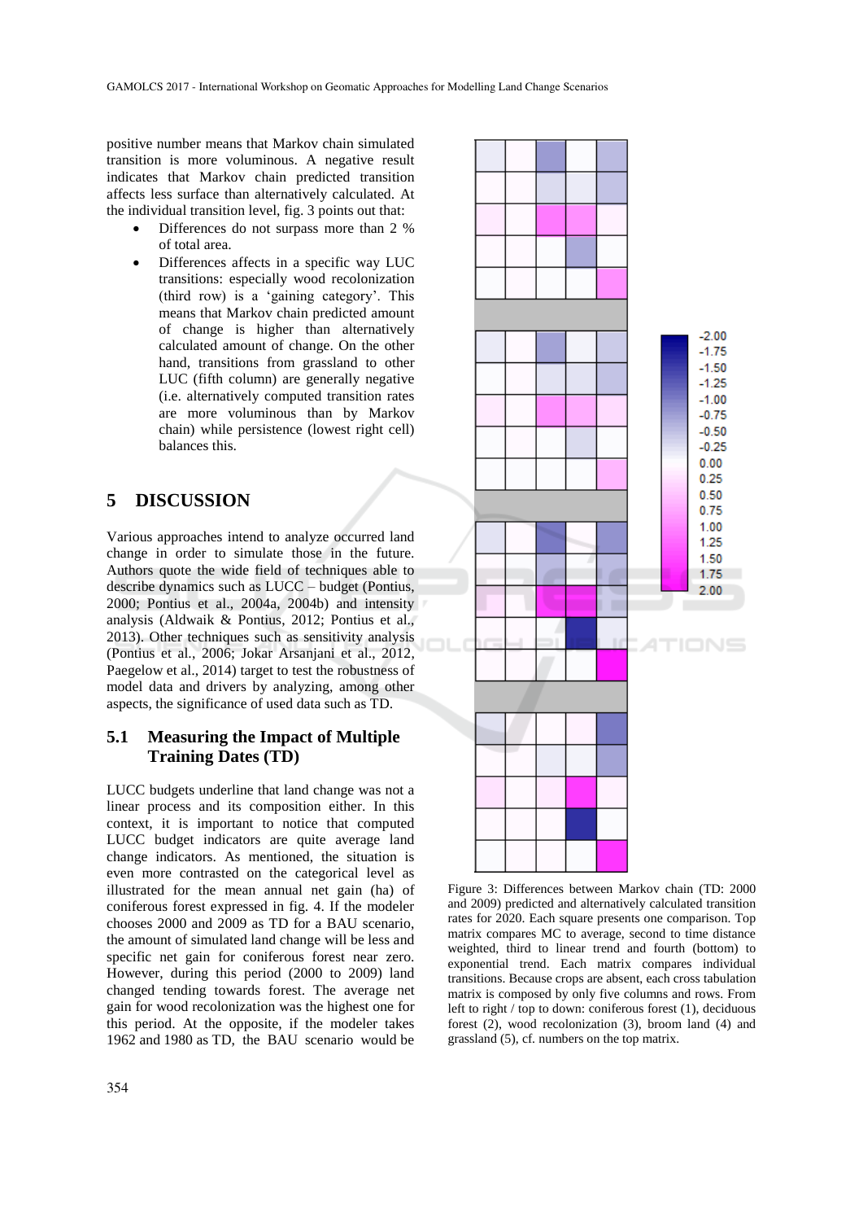positive number means that Markov chain simulated transition is more voluminous. A negative result indicates that Markov chain predicted transition affects less surface than alternatively calculated. At the individual transition level, fig. 3 points out that:

- Differences do not surpass more than 2 % of total area.
- Differences affects in a specific way LUC transitions: especially wood recolonization (third row) is a 'gaining category'. This means that Markov chain predicted amount of change is higher than alternatively calculated amount of change. On the other hand, transitions from grassland to other LUC (fifth column) are generally negative (i.e. alternatively computed transition rates are more voluminous than by Markov chain) while persistence (lowest right cell) balances this.

## 5 DISCUSSION

Various approaches intend to analyze occurred land change in order to simulate those in the future. Authors quote the wide field of techniques able to describe dynamics such as LUCC – budget (Pontius, 2000; Pontius et al., 2004a, 2004b) and intensity analysis (Aldwaik & Pontius, 2012; Pontius et al., 2013). Other techniques such as sensitivity analysis (Pontius et al., 2006; Jokar Arsanjani et al., 2012, Paegelow et al., 2014) target to test the robustness of model data and drivers by analyzing, among other aspects, the significance of used data such as TD.

### 5.1 Measuring the Impact of Multiple Training Dates (TD)

LUCC budgets underline that land change was not a linear process and its composition either. In this context, it is important to notice that computed LUCC budget indicators are quite average land change indicators. As mentioned, the situation is even more contrasted on the categorical level as illustrated for the mean annual net gain (ha) of coniferous forest expressed in fig. 4. If the modeler chooses 2000 and 2009 as TD for a BAU scenario, the amount of simulated land change will be less and specific net gain for coniferous forest near zero. However, during this period (2000 to 2009) land changed tending towards forest. The average net gain for wood recolonization was the highest one for this period. At the opposite, if the modeler takes 1962 and 1980 as TD, the BAU scenario would be

Figure 3: Differences between Markov chain (TD: 2000 and 2009) predicted and alternatively calculated transition rates for 2020. Each square presents one comparison. Top matrix compares MC to average, second to time distance weighted, third to linear trend and fourth (bottom) to exponential trend. Each matrix compares individual transitions. Because crops are absent, each cross tabulation matrix is composed by only five columns and rows. From left to right / top to down: coniferous forest (1), deciduous forest (2), wood recolonization (3), broom land (4) and grassland (5), cf. numbers on the top matrix.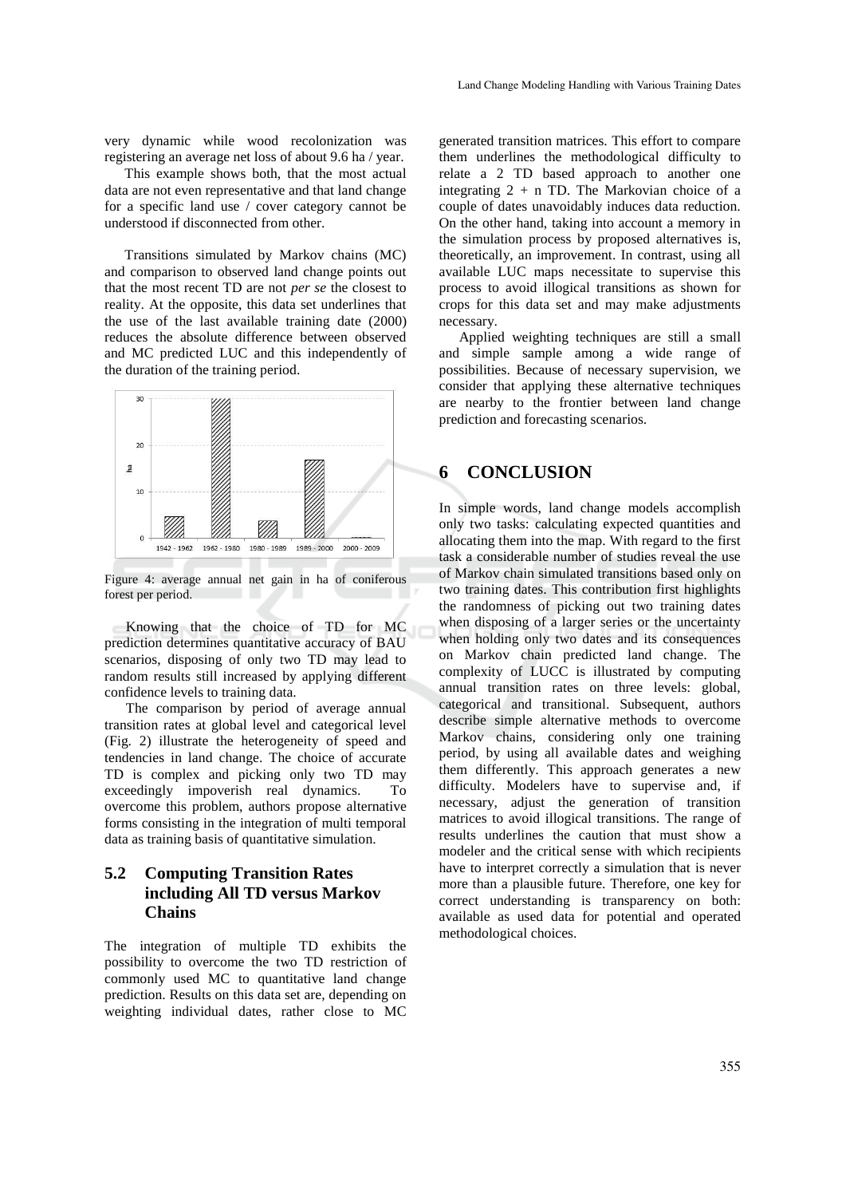very dynamic while wood recolonization was registering an average net loss of about 9.6 ha / year.

This example shows both, that the most actual data are not even representative and that land change for a specific land use / cover category cannot be understood if disconnected from other.

Transitions simulated by Markov chains (MC) and comparison to observed land change points out that the most recent TD are not *per se* the closest to reality. At the opposite, this data set underlines that the use of the last available training date (2000) reduces the absolute difference between observed and MC predicted LUC and this independently of the duration of the training period.

Figure 4: average annual net gain in ha of coniferous forest per period.

Knowing that the choice of TD for MC prediction determines quantitative accuracy of BAU scenarios, disposing of only two TD may lead to random results still increased by applying different confidence levels to training data.

The comparison by period of average annual transition rates at global level and categorical level (Fig. 2) illustrate the heterogeneity of speed and tendencies in land change. The choice of accurate TD is complex and picking only two TD may exceedingly impoverish real dynamics. To overcome this problem, authors propose alternative forms consisting in the integration of multi temporal data as training basis of quantitative simulation.

## 5.2 Computing Transition Rates including All TD versus Markov Chains

The integration of multiple TD exhibits the possibility to overcome the two TD restriction of commonly used MC to quantitative land change prediction. Results on this data set are, depending on weighting individual dates, rather close to MC generated transition matrices. This effort to compare them underlines the methodological difficulty to relate a 2 TD based approach to another one integrating 2 + n TD. The Markovian choice of a couple of dates unavoidably induces data reduction. On the other hand, taking into account a memory in the simulation process by proposed alternatives is, theoretically, an improvement. In contrast, using all available LUC maps necessitate to supervise this process to avoid illogical transitions as shown for crops for this data set and may make adjustments necessary.

Applied weighting techniques are still a small and simple sample among a wide range of possibilities. Because of necessary supervision, we consider that applying these alternative techniques are nearby to the frontier between land change prediction and forecasting scenarios.

# 6 CONCLUSION

In simple words, land change models accomplish only two tasks: calculating expected quantities and allocating them into the map. With regard to the first task a considerable number of studies reveal the use of Markov chain simulated transitions based only on two training dates. This contribution first highlights the randomness of picking out two training dates when disposing of a larger series or the uncertainty when holding only two dates and its consequences on Markov chain predicted land change. The complexity of LUCC is illustrated by computing annual transition rates on three levels: global, categorical and transitional. Subsequent, authors describe simple alternative methods to overcome Markov chains, considering only one training period, by using all available dates and weighing them differently. This approach generates a new difficulty. Modelers have to supervise and, if necessary, adjust the generation of transition matrices to avoid illogical transitions. The range of results underlines the caution that must show a modeler and the critical sense with which recipients have to interpret correctly a simulation that is never more than a plausible future. Therefore, one key for correct understanding is transparency on both: available as used data for potential and operated methodological choices.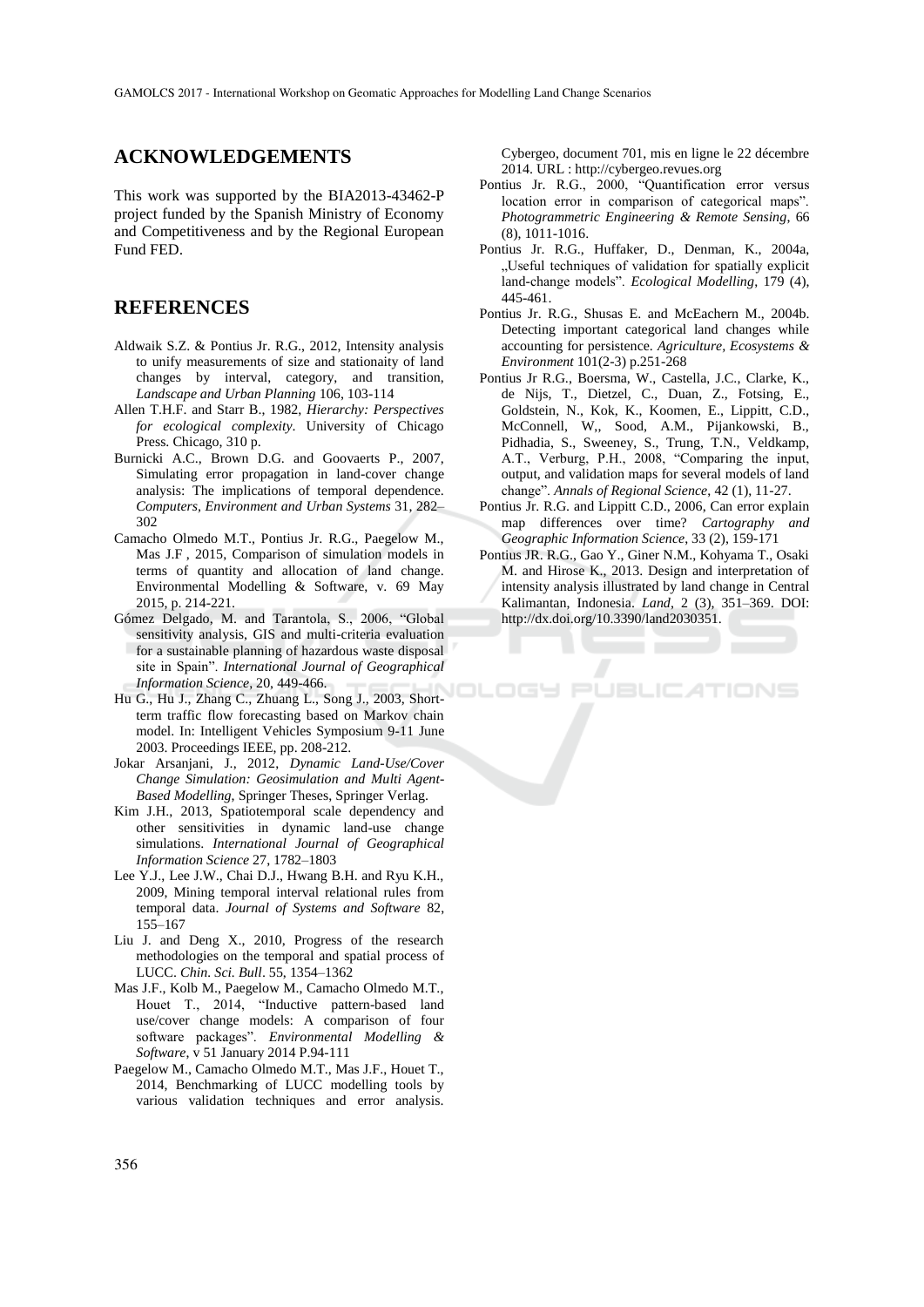## ACKNOWLEDGEMENTS

This work was supported by the BIA2013-43462-P project funded by the Spanish Ministry of Economy and Competitiveness and by the Regional European Fund FED.

## REFERENCES

Aldwaik S.Z. & Pontius Jr. R.G., 2012, Intensity analysis to unify measurements of size and stationaity of land changes by interval, category, and transition, *Landscape and Urban Planning* 106, 103-114

Allen T.H.F. and Starr B., 1982, *Hierarchy: Perspectives for ecological complexity*. University of Chicago Press. Chicago, 310 p.

Burnicki A.C., Brown D.G. and Goovaerts P., 2007, Simulating error propagation in land-cover change analysis: The implications of temporal dependence. *Computers, Environment and Urban Systems* 31, 282–302

Camacho Olmedo M.T., Pontius Jr. R.G., Paegelow M., Mas J.F , 2015, Comparison of simulation models in terms of quantity and allocation of land change. Environmental Modelling & Software, v. 69 May 2015, p. 214-221.

Gómez Delgado, M. and Tarantola, S., 2006, "Global sensitivity analysis, GIS and multi-criteria evaluation for a sustainable planning of hazardous waste disposal site in Spain". *International Journal of Geographical Information Science*, 20, 449-466.

Hu G., Hu J., Zhang C., Zhuang L., Song J., 2003, Short-term traffic flow forecasting based on Markov chain model. In: Intelligent Vehicles Symposium 9-11 June 2003. Proceedings IEEE, pp. 208-212.

Jokar Arsanjani, J., 2012, *Dynamic Land-Use/Cover Change Simulation: Geosimulation and Multi Agent-Based Modelling*, Springer Theses, Springer Verlag.

Kim J.H., 2013, Spatiotemporal scale dependency and other sensitivities in dynamic land-use change simulations. *International Journal of Geographical Information Science* 27, 1782–1803

Lee Y.J., Lee J.W., Chai D.J., Hwang B.H. and Ryu K.H., 2009, Mining temporal interval relational rules from temporal data. *Journal of Systems and Software* 82, 155–167

Liu J. and Deng X., 2010, Progress of the research methodologies on the temporal and spatial process of LUCC. *Chin. Sci. Bull*. 55, 1354–1362

Mas J.F., Kolb M., Paegelow M., Camacho Olmedo M.T., Houet T., 2014, "Inductive pattern-based land use/cover change models: A comparison of four software packages". *Environmental Modelling & Software*, v 51 January 2014 P.94-111

Paegelow M., Camacho Olmedo M.T., Mas J.F., Houet T., 2014, Benchmarking of LUCC modelling tools by various validation techniques and error analysis. Cybergeo, document 701, mis en ligne le 22 décembre 2014. URL : http://cybergeo.revues.org

Pontius Jr. R.G., 2000, "Quantification error versus location error in comparison of categorical maps". *Photogrammetric Engineering & Remote Sensing*, 66 (8), 1011-1016.

Pontius Jr. R.G., Huffaker, D., Denman, K., 2004a, „Useful techniques of validation for spatially explicit land-change models". *Ecological Modelling*, 179 (4), 445-461.

Pontius Jr. R.G., Shusas E. and McEachern M., 2004b. Detecting important categorical land changes while accounting for persistence. *Agriculture, Ecosystems & Environment* 101(2-3) p.251-268

Pontius Jr R.G., Boersma, W., Castella, J.C., Clarke, K., de Nijs, T., Dietzel, C., Duan, Z., Fotsing, E., Goldstein, N., Kok, K., Koomen, E., Lippitt, C.D., McConnell, W,, Sood, A.M., Pijankowski, B., Pidhadia, S., Sweeney, S., Trung, T.N., Veldkamp, A.T., Verburg, P.H., 2008, "Comparing the input, output, and validation maps for several models of land change". *Annals of Regional Science*, 42 (1), 11-27.

Pontius Jr. R.G. and Lippitt C.D., 2006, Can error explain map differences over time? *Cartography and Geographic Information Science*, 33 (2), 159-171

Pontius JR. R.G., Gao Y., Giner N.M., Kohyama T., Osaki M. and Hirose K., 2013. Design and interpretation of intensity analysis illustrated by land change in Central Kalimantan, Indonesia. *Land*, 2 (3), 351–369. DOI: http://dx.doi.org/10.3390/land2030351.